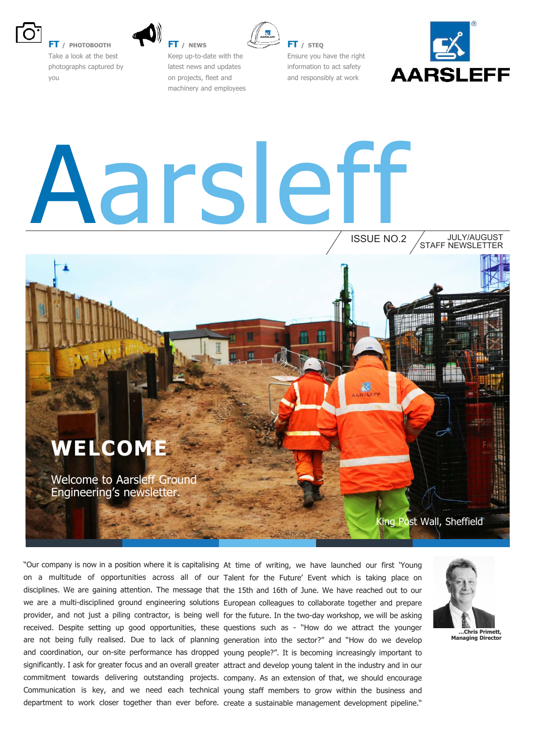**FT / PHOTOBOOTH**
Take a look at the best photographs captured by you

**FT / NEWS**
Keep up-to-date with the latest news and updates on projects, fleet and machinery and employees

**FT / STEQ**
Ensure you have the right information to act safety and responsibly at work

AARSLEFF

# Aarsleff

ISSUE NO.2 / JULY/AUGUST STAFF NEWSLETTER

## WELCOME

Welcome to Aarsleff Ground Engineering's newsletter.

King Post Wall, Sheffield

"Our company is now in a position where it is capitalising on a multitude of opportunities across all of our disciplines. We are gaining attention. The message that we are a multi-disciplined ground engineering solutions provider, and not just a piling contractor, is being well received. Despite setting up good opportunities, these are not being fully realised. Due to lack of planning and coordination, our on-site performance has dropped significantly. I ask for greater focus and an overall greater commitment towards delivering outstanding projects. Communication is key, and we need each technical department to work closer together than ever before. At time of writing, we have launched our first 'Young Talent for the Future' Event which is taking place on the 15th and 16th of June. We have reached out to our European colleagues to collaborate together and prepare for the future. In the two-day workshop, we will be asking questions such as - "How do we attract the younger generation into the sector?" and "How do we develop young people?". It is becoming increasingly important to attract and develop young talent in the industry and in our company. As an extension of that, we should encourage young staff members to grow within the business and create a sustainable management development pipeline."

**...Chris Primett, Managing Director**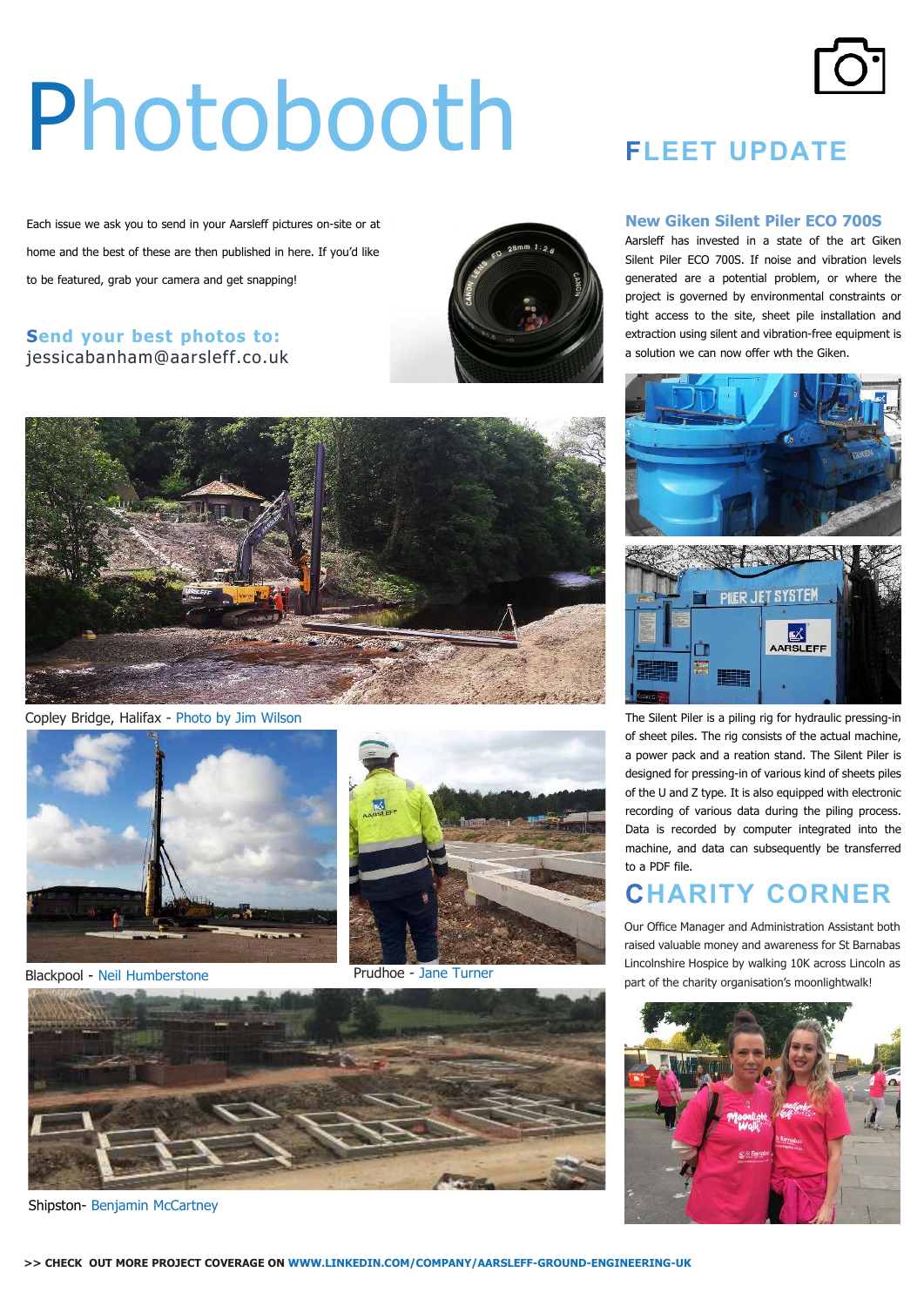# Photobooth

Each issue we ask you to send in your Aarsleff pictures on-site or at home and the best of these are then published in here. If you'd like to be featured, grab your camera and get snapping!

**Send your best photos to:**
jessicabanham@aarsleff.co.uk

Copley Bridge, Halifax - Photo by Jim Wilson

Blackpool - Neil Humberstone

Prudhoe - Jane Turner

Shipston- Benjamin McCartney

## FLEET UPDATE

### New Giken Silent Piler ECO 700S

Aarsleff has invested in a state of the art Giken Silent Piler ECO 700S. If noise and vibration levels generated are a potential problem, or where the project is governed by environmental constraints or tight access to the site, sheet pile installation and extraction using silent and vibration-free equipment is a solution we can now offer wth the Giken.

The Silent Piler is a piling rig for hydraulic pressing-in of sheet piles. The rig consists of the actual machine, a power pack and a reation stand. The Silent Piler is designed for pressing-in of various kind of sheets piles of the U and Z type. It is also equipped with electronic recording of various data during the piling process. Data is recorded by computer integrated into the machine, and data can subsequently be transferred to a PDF file.

## CHARITY CORNER

Our Office Manager and Administration Assistant both raised valuable money and awareness for St Barnabas Lincolnshire Hospice by walking 10K across Lincoln as part of the charity organisation's moonlightwalk!

**>> CHECK OUT MORE PROJECT COVERAGE ON WWW.LINKEDIN.COM/COMPANY/AARSLEFF-GROUND-ENGINEERING-UK**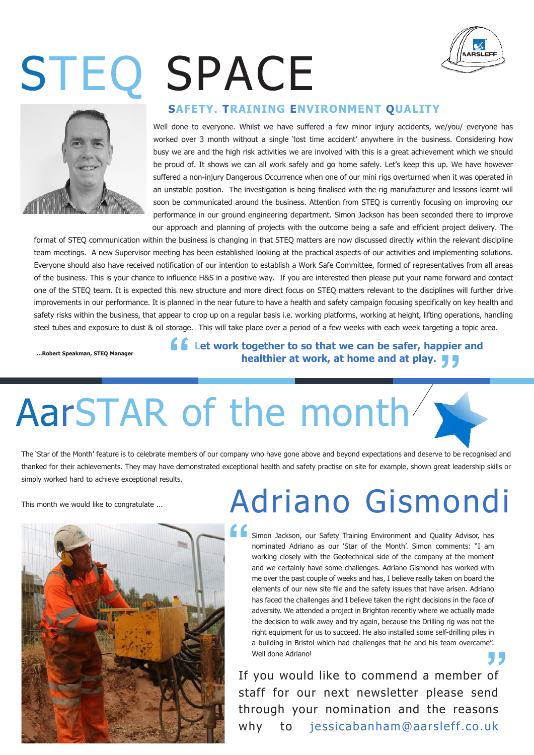# STEQ SPACE

## SAFETY. TRAINING ENVIRONMENT QUALITY

Well done to everyone. Whilst we have suffered a few minor injury accidents, we/you/ everyone has worked over 3 month without a single 'lost time accident' anywhere in the business. Considering how busy we are and the high risk activities we are involved with this is a great achievement which we should be proud of. It shows we can all work safely and go home safely. Let's keep this up. We have however suffered a non-injury Dangerous Occurrence when one of our mini rigs overturned when it was operated in an unstable position. The investigation is being finalised with the rig manufacturer and lessons learnt will soon be communicated around the business. Attention from STEQ is currently focusing on improving our performance in our ground engineering department. Simon Jackson has been seconded there to improve our approach and planning of projects with the outcome being a safe and efficient project delivery. The format of STEQ communication within the business is changing in that STEQ matters are now discussed directly within the relevant discipline team meetings. A new Supervisor meeting has been established looking at the practical aspects of our activities and implementing solutions. Everyone should also have received notification of our intention to establish a Work Safe Committee, formed of representatives from all areas of the business. This is your chance to influence H&S in a positive way. If you are interested then please put your name forward and contact one of the STEQ team. It is expected this new structure and more direct focus on STEQ matters relevant to the disciplines will further drive improvements in our performance. It is planned in the near future to have a health and safety campaign focusing specifically on key health and safety risks within the business, that appear to crop up on a regular basis i.e. working platforms, working at height, lifting operations, handling steel tubes and exposure to dust & oil storage. This will take place over a period of a few weeks with each week targeting a topic area.

**...Robert Speakman, STEQ Manager**

> **"Let work together to so that we can be safer, happier and healthier at work, at home and at play."**

# AarSTAR of the month

The 'Star of the Month' feature is to celebrate members of our company who have gone above and beyond expectations and deserve to be recognised and thanked for their achievements. They may have demonstrated exceptional health and safety practise on site for example, shown great leadership skills or simply worked hard to achieve exceptional results.

This month we would like to congratulate ...

## Adriano Gismondi

> "Simon Jackson, our Safety Training Environment and Quality Advisor, has nominated Adriano as our 'Star of the Month'. Simon comments: "I am working closely with the Geotechnical side of the company at the moment and we certainly have some challenges. Adriano Gismondi has worked with me over the past couple of weeks and has, I believe really taken on board the elements of our new site file and the safety issues that have arisen. Adriano has faced the challenges and I believe taken the right decisions in the face of adversity. We attended a project in Brighton recently where we actually made the decision to walk away and try again, because the Drilling rig was not the right equipment for us to succeed. He also installed some self-drilling piles in a building in Bristol which had challenges that he and his team overcame". Well done Adriano!"

If you would like to commend a member of staff for our next newsletter please send through your nomination and the reasons why to jessicabanham@aarsleff.co.uk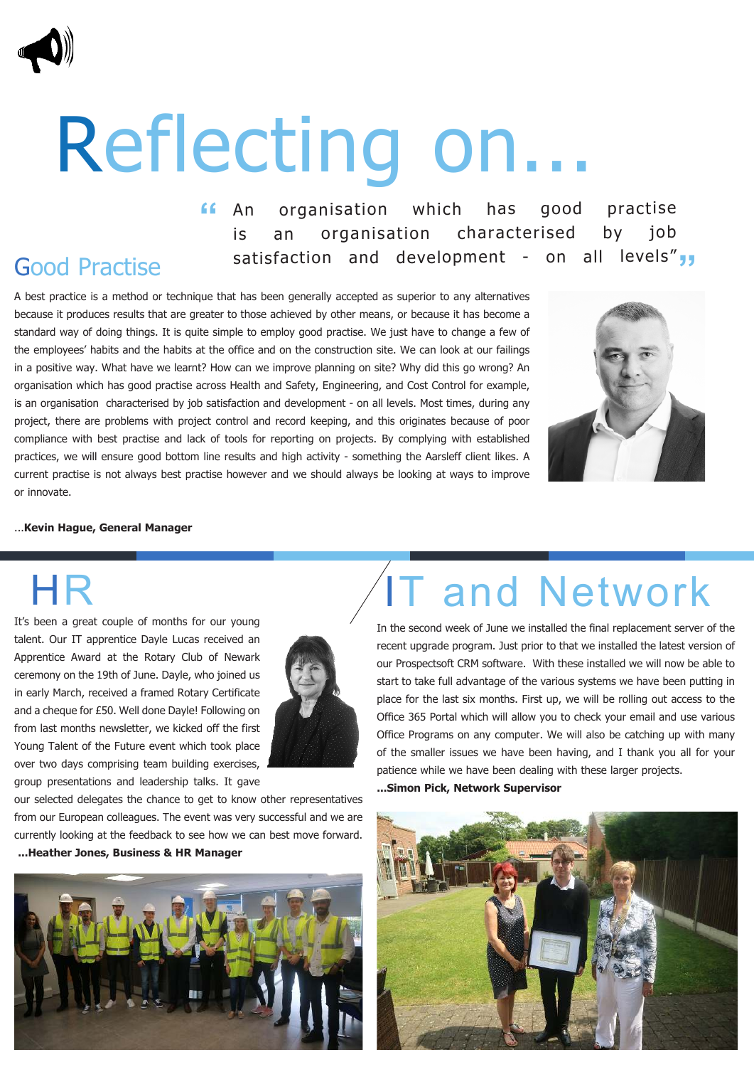# Reflecting on...

> "An organisation which has good practise is an organisation characterised by job satisfaction and development - on all levels"

## Good Practise

A best practice is a method or technique that has been generally accepted as superior to any alternatives because it produces results that are greater to those achieved by other means, or because it has become a standard way of doing things. It is quite simple to employ good practise. We just have to change a few of the employees' habits and the habits at the office and on the construction site. We can look at our failings in a positive way. What have we learnt? How can we improve planning on site? Why did this go wrong? An organisation which has good practise across Health and Safety, Engineering, and Cost Control for example, is an organisation characterised by job satisfaction and development - on all levels. Most times, during any project, there are problems with project control and record keeping, and this originates because of poor compliance with best practise and lack of tools for reporting on projects. By complying with established practices, we will ensure good bottom line results and high activity - something the Aarsleff client likes. A current practise is not always best practise however and we should always be looking at ways to improve or innovate.

...**Kevin Hague, General Manager**

## HR

It's been a great couple of months for our young talent. Our IT apprentice Dayle Lucas received an Apprentice Award at the Rotary Club of Newark ceremony on the 19th of June. Dayle, who joined us in early March, received a framed Rotary Certificate and a cheque for £50. Well done Dayle! Following on from last months newsletter, we kicked off the first Young Talent of the Future event which took place over two days comprising team building exercises, group presentations and leadership talks. It gave our selected delegates the chance to get to know other representatives from our European colleagues. The event was very successful and we are currently looking at the feedback to see how we can best move forward.

**...Heather Jones, Business & HR Manager**

## IT and Network

In the second week of June we installed the final replacement server of the recent upgrade program. Just prior to that we installed the latest version of our Prospectsoft CRM software. With these installed we will now be able to start to take full advantage of the various systems we have been putting in place for the last six months. First up, we will be rolling out access to the Office 365 Portal which will allow you to check your email and use various Office Programs on any computer. We will also be catching up with many of the smaller issues we have been having, and I thank you all for your patience while we have been dealing with these larger projects.

**...Simon Pick, Network Supervisor**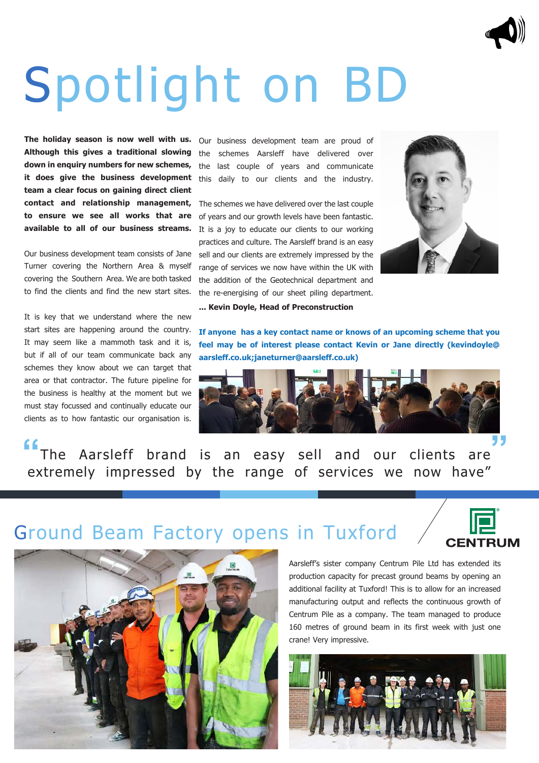# Spotlight on BD

**The holiday season is now well with us. Although this gives a traditional slowing down in enquiry numbers for new schemes, it does give the business development team a clear focus on gaining direct client contact and relationship management, to ensure we see all works that are available to all of our business streams.**

Our business development team consists of Jane Turner covering the Northern Area & myself covering the Southern Area. We are both tasked to find the clients and find the new start sites.

It is key that we understand where the new start sites are happening around the country. It may seem like a mammoth task and it is, but if all of our team communicate back any schemes they know about we can target that area or that contractor. The future pipeline for the business is healthy at the moment but we must stay focussed and continually educate our clients as to how fantastic our organisation is.

Our business development team are proud of the schemes Aarsleff have delivered over the last couple of years and communicate this daily to our clients and the industry.

The schemes we have delivered over the last couple of years and our growth levels have been fantastic. It is a joy to educate our clients to our working practices and culture. The Aarsleff brand is an easy sell and our clients are extremely impressed by the range of services we now have within the UK with the addition of the Geotechnical department and the re-energising of our sheet piling department.

**... Kevin Doyle, Head of Preconstruction**

**If anyone has a key contact name or knows of an upcoming scheme that you feel may be of interest please contact Kevin or Jane directly (kevindoyle@aarsleff.co.uk;janeturner@aarsleff.co.uk)**

> "The Aarsleff brand is an easy sell and our clients are extremely impressed by the range of services we now have"

## Ground Beam Factory opens in Tuxford

CENTRUM

Aarsleff's sister company Centrum Pile Ltd has extended its production capacity for precast ground beams by opening an additional facility at Tuxford! This is to allow for an increased manufacturing output and reflects the continuous growth of Centrum Pile as a company. The team managed to produce 160 metres of ground beam in its first week with just one crane! Very impressive.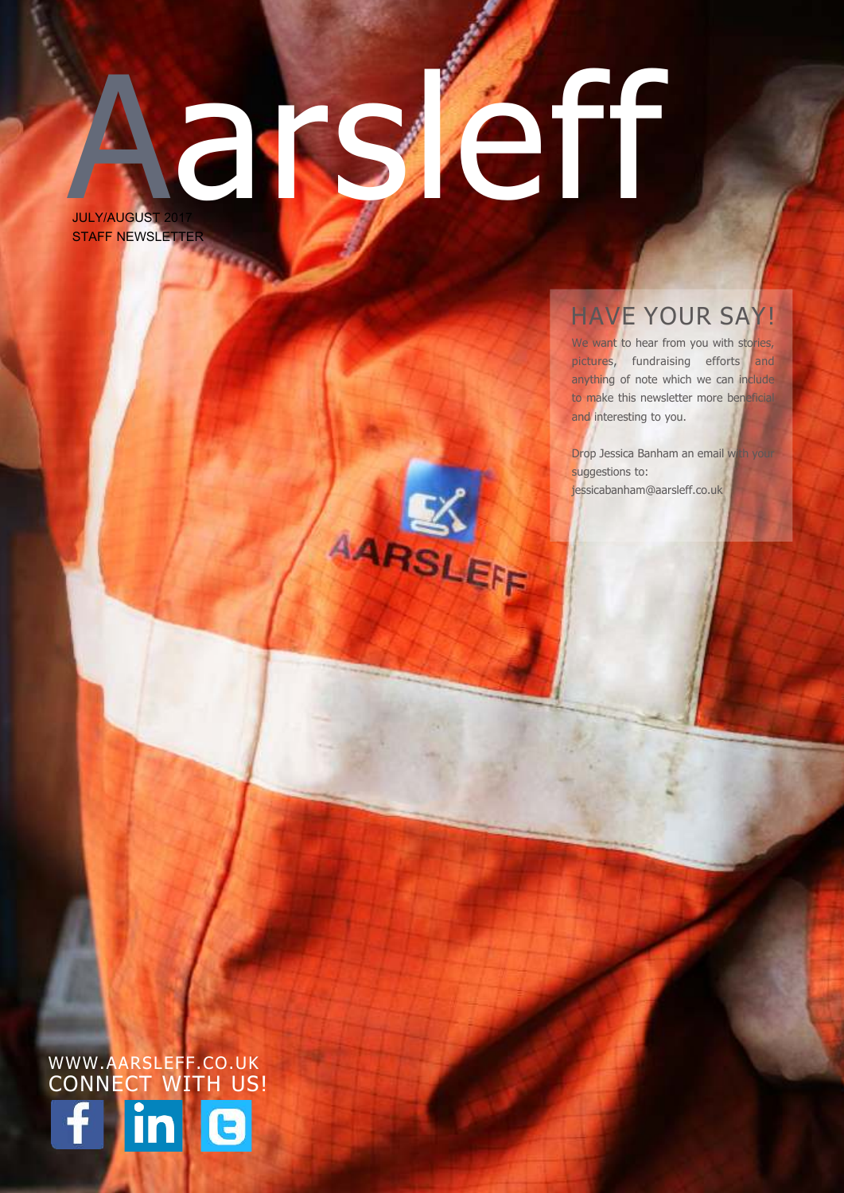# Aarsleff

JULY/AUGUST 2017
STAFF NEWSLETTER

## HAVE YOUR SAY!

We want to hear from you with stories, pictures, fundraising efforts and anything of note which we can include to make this newsletter more beneficial and interesting to you.

Drop Jessica Banham an email with your suggestions to:
jessicabanham@aarsleff.co.uk

WWW.AARSLEFF.CO.UK
CONNECT WITH US!